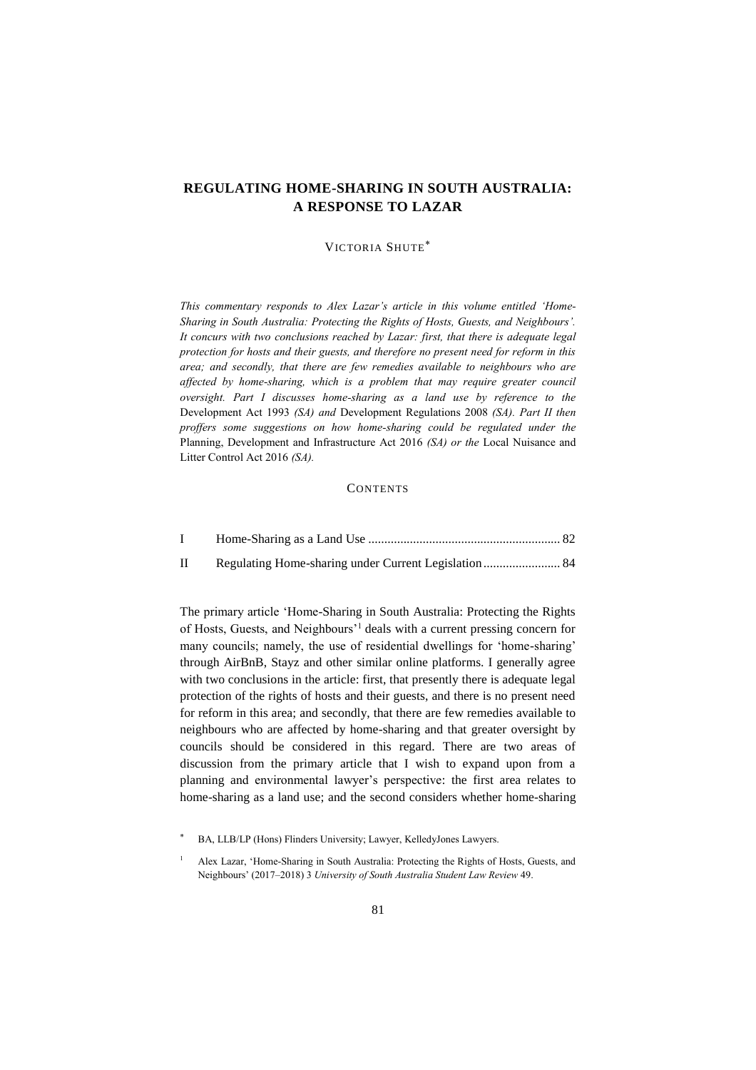# REGULATING HOME-SHARING IN SOUTH AUSTRALIA: A RESPONSE TO LAZAR

VICTORIA SHUTE*

*This commentary responds to Alex Lazar's article in this volume entitled 'Home-Sharing in South Australia: Protecting the Rights of Hosts, Guests, and Neighbours'. It concurs with two conclusions reached by Lazar: first, that there is adequate legal protection for hosts and their guests, and therefore no present need for reform in this area; and secondly, that there are few remedies available to neighbours who are affected by home-sharing, which is a problem that may require greater council oversight. Part I discusses home-sharing as a land use by reference to the* Development Act 1993 *(SA) and* Development Regulations 2008 *(SA). Part II then proffers some suggestions on how home-sharing could be regulated under the* Planning, Development and Infrastructure Act 2016 *(SA) or the* Local Nuisance and Litter Control Act 2016 *(SA).*

CONTENTS

| | | |
|---|---|---|
| I | Home-Sharing as a Land Use | 82 |
| II | Regulating Home-sharing under Current Legislation | 84 |

The primary article 'Home-Sharing in South Australia: Protecting the Rights of Hosts, Guests, and Neighbours'[1] deals with a current pressing concern for many councils; namely, the use of residential dwellings for 'home-sharing' through AirBnB, Stayz and other similar online platforms. I generally agree with two conclusions in the article: first, that presently there is adequate legal protection of the rights of hosts and their guests, and there is no present need for reform in this area; and secondly, that there are few remedies available to neighbours who are affected by home-sharing and that greater oversight by councils should be considered in this regard. There are two areas of discussion from the primary article that I wish to expand upon from a planning and environmental lawyer's perspective: the first area relates to home-sharing as a land use; and the second considers whether home-sharing

* BA, LLB/LP (Hons) Flinders University; Lawyer, KelledyJones Lawyers.

[1] Alex Lazar, 'Home-Sharing in South Australia: Protecting the Rights of Hosts, Guests, and Neighbours' (2017–2018) 3 *University of South Australia Student Law Review* 49.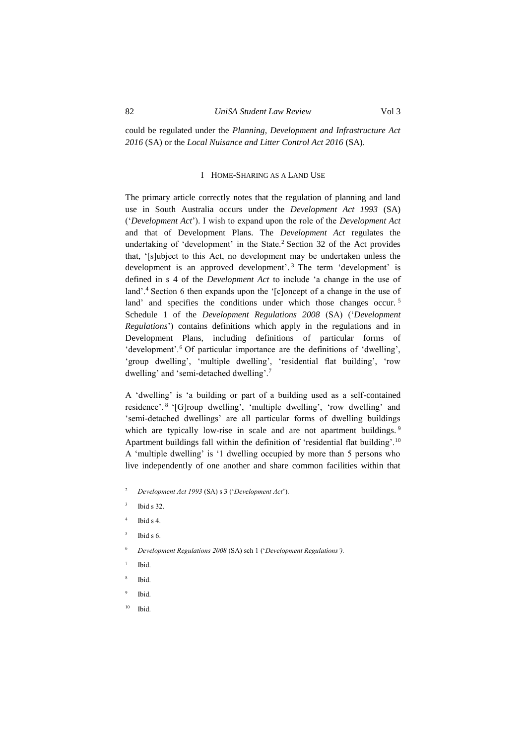could be regulated under the *Planning, Development and Infrastructure Act 2016* (SA) or the *Local Nuisance and Litter Control Act 2016* (SA).

## I Home-Sharing as a Land Use

The primary article correctly notes that the regulation of planning and land use in South Australia occurs under the *Development Act 1993* (SA) ('*Development Act*'). I wish to expand upon the role of the *Development Act* and that of Development Plans. The *Development Act* regulates the undertaking of 'development' in the State.[2] Section 32 of the Act provides that, '[s]ubject to this Act, no development may be undertaken unless the development is an approved development'.[3] The term 'development' is defined in s 4 of the *Development Act* to include 'a change in the use of land'.[4] Section 6 then expands upon the '[c]oncept of a change in the use of land' and specifies the conditions under which those changes occur.[5] Schedule 1 of the *Development Regulations 2008* (SA) ('*Development Regulations*') contains definitions which apply in the regulations and in Development Plans, including definitions of particular forms of 'development'.[6] Of particular importance are the definitions of 'dwelling', 'group dwelling', 'multiple dwelling', 'residential flat building', 'row dwelling' and 'semi-detached dwelling'.[7]

A 'dwelling' is 'a building or part of a building used as a self-contained residence'.[8] '[G]roup dwelling', 'multiple dwelling', 'row dwelling' and 'semi-detached dwellings' are all particular forms of dwelling buildings which are typically low-rise in scale and are not apartment buildings.[9] Apartment buildings fall within the definition of 'residential flat building'.[10] A 'multiple dwelling' is '1 dwelling occupied by more than 5 persons who live independently of one another and share common facilities within that

[2] *Development Act 1993* (SA) s 3 ('*Development Act*').

[3] Ibid s 32.

[4] Ibid s 4.

[5] Ibid s 6.

[6] *Development Regulations 2008* (SA) sch 1 ('*Development Regulations'*).

[7] Ibid.

[8] Ibid.

[9] Ibid.

[10] Ibid.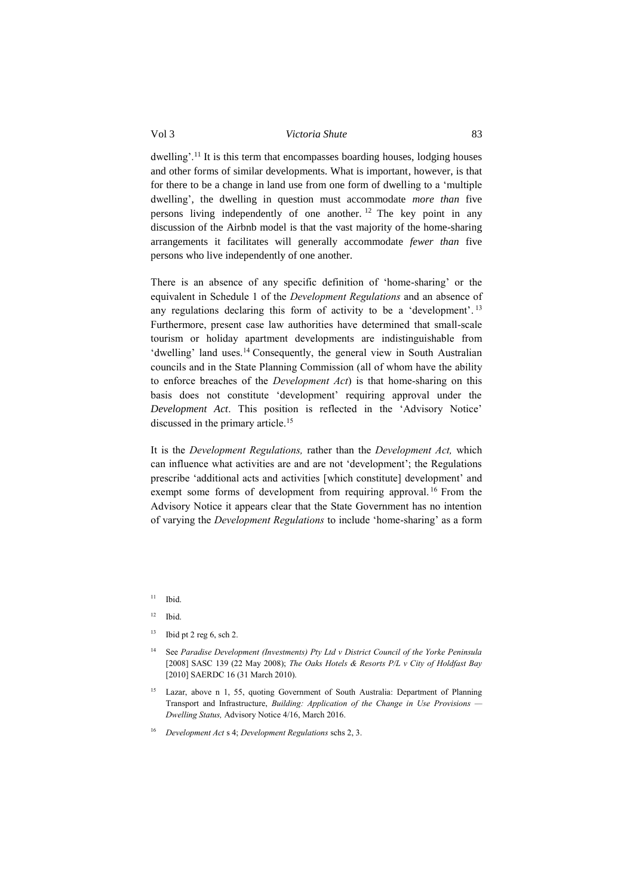dwelling'.[11] It is this term that encompasses boarding houses, lodging houses and other forms of similar developments. What is important, however, is that for there to be a change in land use from one form of dwelling to a 'multiple dwelling', the dwelling in question must accommodate *more than* five persons living independently of one another.[12] The key point in any discussion of the Airbnb model is that the vast majority of the home-sharing arrangements it facilitates will generally accommodate *fewer than* five persons who live independently of one another.

There is an absence of any specific definition of 'home-sharing' or the equivalent in Schedule 1 of the *Development Regulations* and an absence of any regulations declaring this form of activity to be a 'development'.[13] Furthermore, present case law authorities have determined that small-scale tourism or holiday apartment developments are indistinguishable from 'dwelling' land uses.[14] Consequently, the general view in South Australian councils and in the State Planning Commission (all of whom have the ability to enforce breaches of the *Development Act*) is that home-sharing on this basis does not constitute 'development' requiring approval under the *Development Act*. This position is reflected in the 'Advisory Notice' discussed in the primary article.[15]

It is the *Development Regulations,* rather than the *Development Act,* which can influence what activities are and are not 'development'; the Regulations prescribe 'additional acts and activities [which constitute] development' and exempt some forms of development from requiring approval.[16] From the Advisory Notice it appears clear that the State Government has no intention of varying the *Development Regulations* to include 'home-sharing' as a form

[11] Ibid.

[12] Ibid.

[13] Ibid pt 2 reg 6, sch 2.

[14] See *Paradise Development (Investments) Pty Ltd v District Council of the Yorke Peninsula* [2008] SASC 139 (22 May 2008); *The Oaks Hotels & Resorts P/L v City of Holdfast Bay* [2010] SAERDC 16 (31 March 2010).

[15] Lazar, above n 1, 55, quoting Government of South Australia: Department of Planning Transport and Infrastructure, *Building: Application of the Change in Use Provisions — Dwelling Status,* Advisory Notice 4/16, March 2016.

[16] *Development Act* s 4; *Development Regulations* schs 2, 3.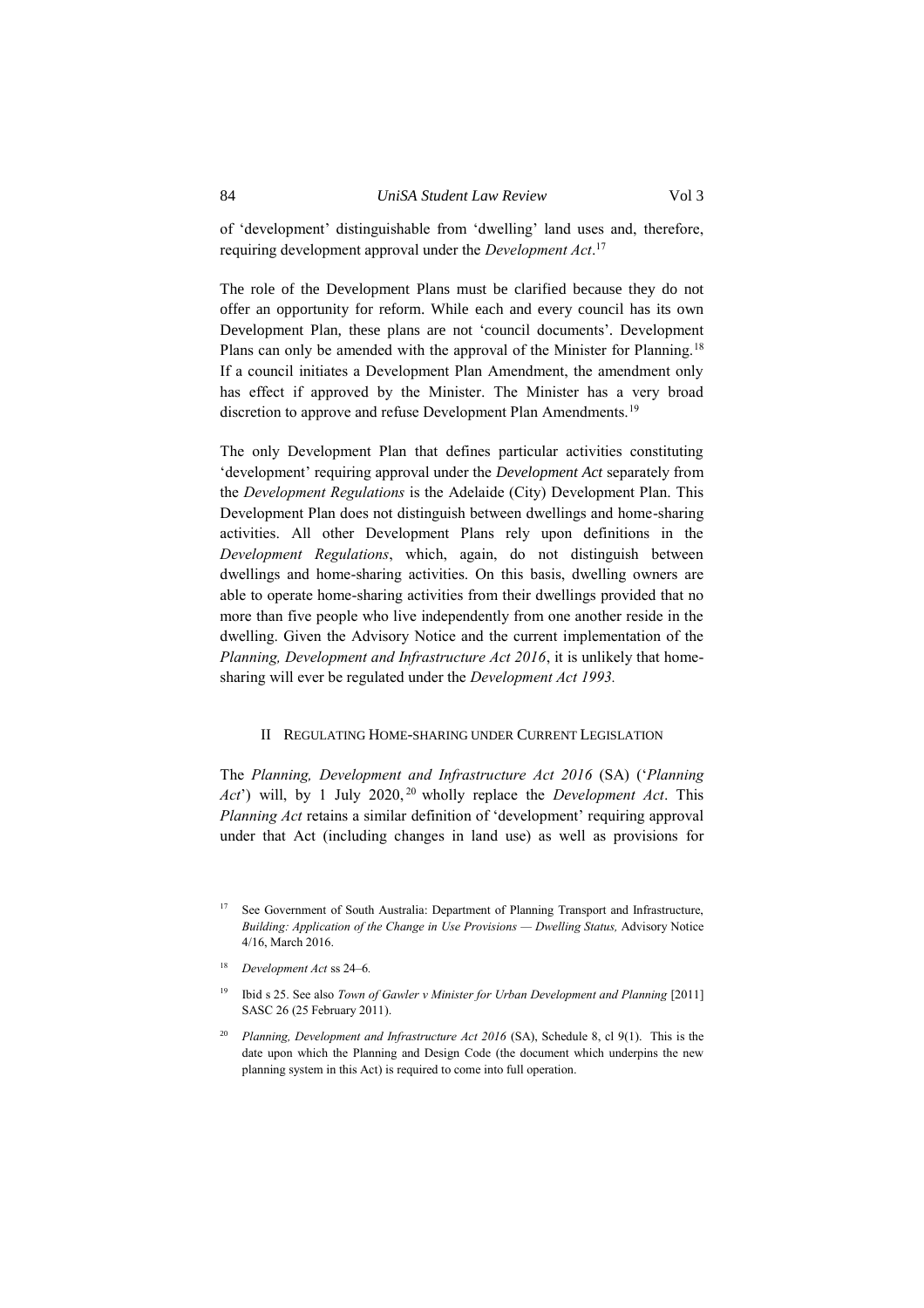of 'development' distinguishable from 'dwelling' land uses and, therefore, requiring development approval under the *Development Act*.[17]

The role of the Development Plans must be clarified because they do not offer an opportunity for reform. While each and every council has its own Development Plan, these plans are not 'council documents'. Development Plans can only be amended with the approval of the Minister for Planning.[18] If a council initiates a Development Plan Amendment, the amendment only has effect if approved by the Minister. The Minister has a very broad discretion to approve and refuse Development Plan Amendments.[19]

The only Development Plan that defines particular activities constituting 'development' requiring approval under the *Development Act* separately from the *Development Regulations* is the Adelaide (City) Development Plan. This Development Plan does not distinguish between dwellings and home-sharing activities. All other Development Plans rely upon definitions in the *Development Regulations*, which, again, do not distinguish between dwellings and home-sharing activities. On this basis, dwelling owners are able to operate home-sharing activities from their dwellings provided that no more than five people who live independently from one another reside in the dwelling. Given the Advisory Notice and the current implementation of the *Planning, Development and Infrastructure Act 2016*, it is unlikely that home-sharing will ever be regulated under the *Development Act 1993.*

## II Regulating Home-sharing under Current Legislation

The *Planning, Development and Infrastructure Act 2016* (SA) ('*Planning Act*') will, by 1 July 2020,[20] wholly replace the *Development Act*. This *Planning Act* retains a similar definition of 'development' requiring approval under that Act (including changes in land use) as well as provisions for

[17] See Government of South Australia: Department of Planning Transport and Infrastructure, *Building: Application of the Change in Use Provisions — Dwelling Status,* Advisory Notice 4/16, March 2016.

[18] *Development Act* ss 24–6.

[19] Ibid s 25. See also *Town of Gawler v Minister for Urban Development and Planning* [2011] SASC 26 (25 February 2011).

[20] *Planning, Development and Infrastructure Act 2016* (SA), Schedule 8, cl 9(1). This is the date upon which the Planning and Design Code (the document which underpins the new planning system in this Act) is required to come into full operation.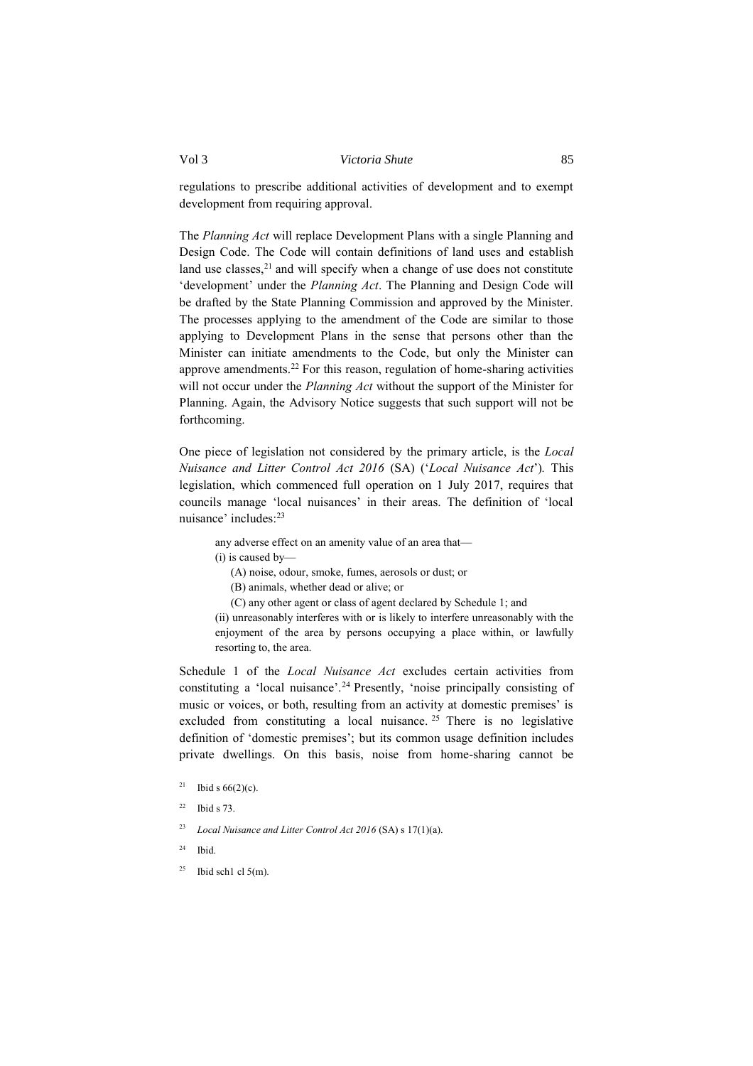regulations to prescribe additional activities of development and to exempt development from requiring approval.

The *Planning Act* will replace Development Plans with a single Planning and Design Code. The Code will contain definitions of land uses and establish land use classes,[21] and will specify when a change of use does not constitute 'development' under the *Planning Act*. The Planning and Design Code will be drafted by the State Planning Commission and approved by the Minister. The processes applying to the amendment of the Code are similar to those applying to Development Plans in the sense that persons other than the Minister can initiate amendments to the Code, but only the Minister can approve amendments.[22] For this reason, regulation of home-sharing activities will not occur under the *Planning Act* without the support of the Minister for Planning. Again, the Advisory Notice suggests that such support will not be forthcoming.

One piece of legislation not considered by the primary article, is the *Local Nuisance and Litter Control Act 2016* (SA) ('*Local Nuisance Act*'). This legislation, which commenced full operation on 1 July 2017, requires that councils manage 'local nuisances' in their areas. The definition of 'local nuisance' includes:[23]

> any adverse effect on an amenity value of an area that—
>
> (i) is caused by—
>
> (A) noise, odour, smoke, fumes, aerosols or dust; or
>
> (B) animals, whether dead or alive; or
>
> (C) any other agent or class of agent declared by Schedule 1; and
>
> (ii) unreasonably interferes with or is likely to interfere unreasonably with the enjoyment of the area by persons occupying a place within, or lawfully resorting to, the area.

Schedule 1 of the *Local Nuisance Act* excludes certain activities from constituting a 'local nuisance'.[24] Presently, 'noise principally consisting of music or voices, or both, resulting from an activity at domestic premises' is excluded from constituting a local nuisance.[25] There is no legislative definition of 'domestic premises'; but its common usage definition includes private dwellings. On this basis, noise from home-sharing cannot be

[21] Ibid s 66(2)(c).

[22] Ibid s 73.

[23] *Local Nuisance and Litter Control Act 2016* (SA) s 17(1)(a).

[24] Ibid.

[25] Ibid sch1 cl 5(m).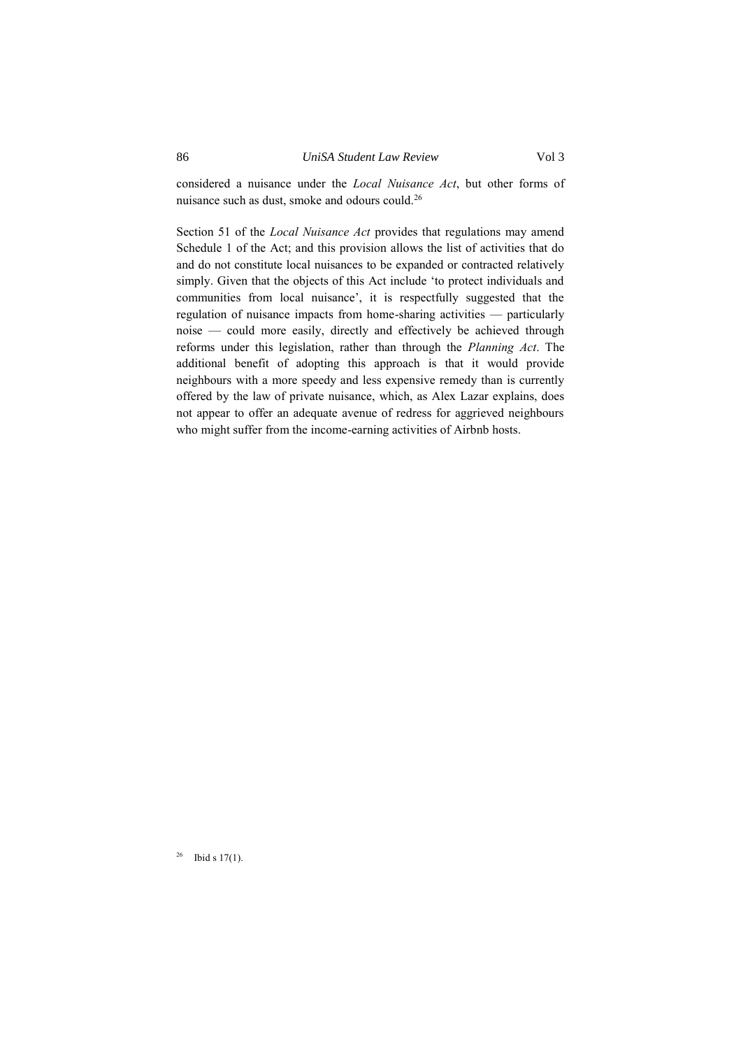considered a nuisance under the *Local Nuisance Act*, but other forms of nuisance such as dust, smoke and odours could.[26]

Section 51 of the *Local Nuisance Act* provides that regulations may amend Schedule 1 of the Act; and this provision allows the list of activities that do and do not constitute local nuisances to be expanded or contracted relatively simply. Given that the objects of this Act include 'to protect individuals and communities from local nuisance', it is respectfully suggested that the regulation of nuisance impacts from home-sharing activities — particularly noise — could more easily, directly and effectively be achieved through reforms under this legislation, rather than through the *Planning Act*. The additional benefit of adopting this approach is that it would provide neighbours with a more speedy and less expensive remedy than is currently offered by the law of private nuisance, which, as Alex Lazar explains, does not appear to offer an adequate avenue of redress for aggrieved neighbours who might suffer from the income-earning activities of Airbnb hosts.

[26] Ibid s 17(1).